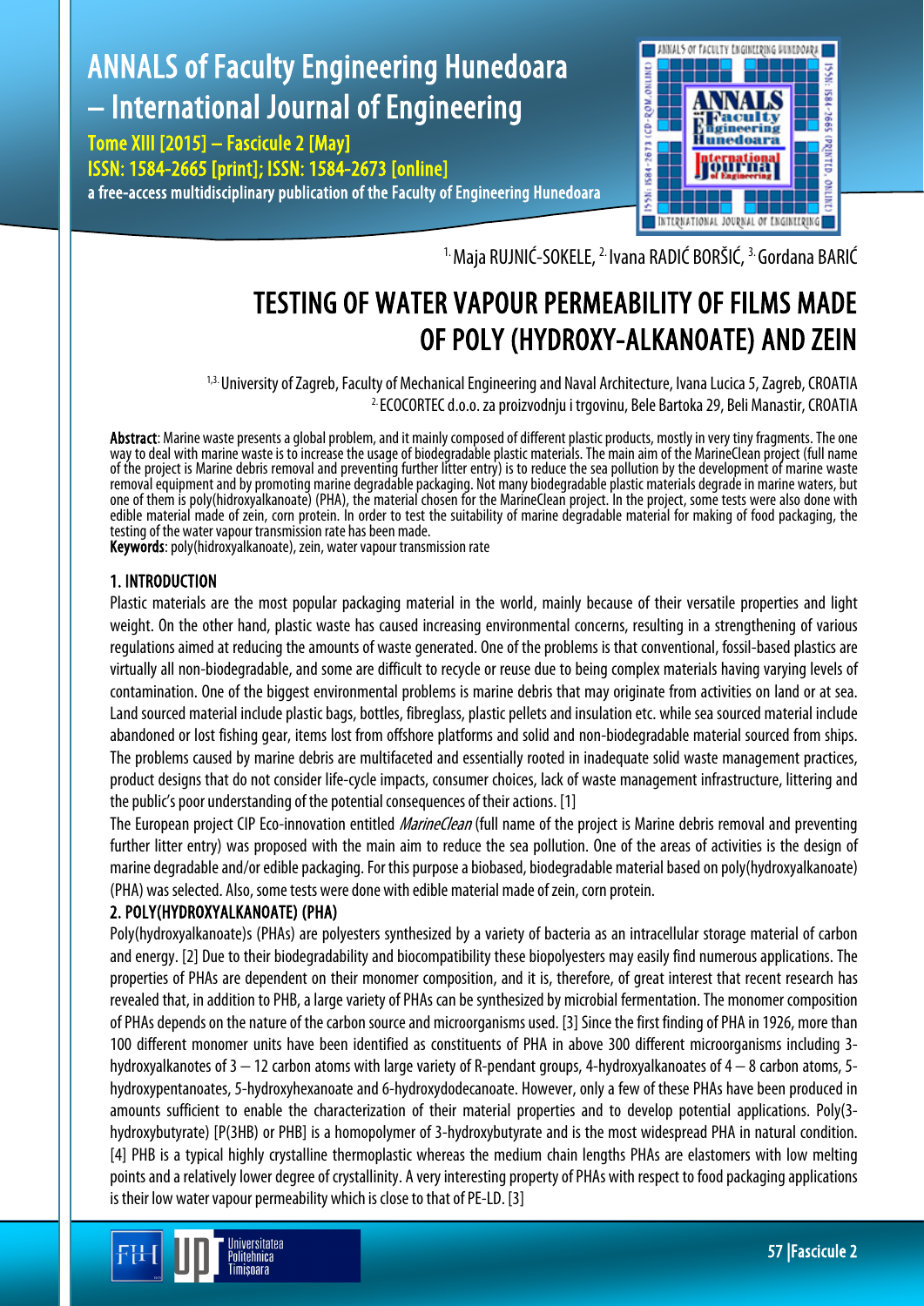[1.] Maja RUJNIĆ-SOKELE, [2.] Ivana RADIĆ BORŠIĆ, [3.] Gordana BARIĆ

# TESTING OF WATER VAPOUR PERMEABILITY OF FILMS MADE OF POLY (HYDROXY-ALKANOATE) AND ZEIN

[1,3.] University of Zagreb, Faculty of Mechanical Engineering and Naval Architecture, Ivana Lucica 5, Zagreb, CROATIA
[2.] ECOCORTEC d.o.o. za proizvodnju i trgovinu, Bele Bartoka 29, Beli Manastir, CROATIA

**Abstract**: Marine waste presents a global problem, and it mainly composed of different plastic products, mostly in very tiny fragments. The one way to deal with marine waste is to increase the usage of biodegradable plastic materials. The main aim of the MarineClean project (full name of the project is Marine debris removal and preventing further litter entry) is to reduce the sea pollution by the development of marine waste removal equipment and by promoting marine degradable packaging. Not many biodegradable plastic materials degrade in marine waters, but one of them is poly(hidroxyalkanoate) (PHA), the material chosen for the MarineClean project. In the project, some tests were also done with edible material made of zein, corn protein. In order to test the suitability of marine degradable material for making of food packaging, the testing of the water vapour transmission rate has been made.

**Keywords**: poly(hidroxyalkanoate), zein, water vapour transmission rate

## 1. INTRODUCTION

Plastic materials are the most popular packaging material in the world, mainly because of their versatile properties and light weight. On the other hand, plastic waste has caused increasing environmental concerns, resulting in a strengthening of various regulations aimed at reducing the amounts of waste generated. One of the problems is that conventional, fossil-based plastics are virtually all non-biodegradable, and some are difficult to recycle or reuse due to being complex materials having varying levels of contamination. One of the biggest environmental problems is marine debris that may originate from activities on land or at sea. Land sourced material include plastic bags, bottles, fibreglass, plastic pellets and insulation etc. while sea sourced material include abandoned or lost fishing gear, items lost from offshore platforms and solid and non-biodegradable material sourced from ships. The problems caused by marine debris are multifaceted and essentially rooted in inadequate solid waste management practices, product designs that do not consider life-cycle impacts, consumer choices, lack of waste management infrastructure, littering and the public's poor understanding of the potential consequences of their actions. [1]

The European project CIP Eco-innovation entitled *MarineClean* (full name of the project is Marine debris removal and preventing further litter entry) was proposed with the main aim to reduce the sea pollution. One of the areas of activities is the design of marine degradable and/or edible packaging. For this purpose a biobased, biodegradable material based on poly(hydroxyalkanoate) (PHA) was selected. Also, some tests were done with edible material made of zein, corn protein.

## 2. POLY(HYDROXYALKANOATE) (PHA)

Poly(hydroxyalkanoate)s (PHAs) are polyesters synthesized by a variety of bacteria as an intracellular storage material of carbon and energy. [2] Due to their biodegradability and biocompatibility these biopolyesters may easily find numerous applications. The properties of PHAs are dependent on their monomer composition, and it is, therefore, of great interest that recent research has revealed that, in addition to PHB, a large variety of PHAs can be synthesized by microbial fermentation. The monomer composition of PHAs depends on the nature of the carbon source and microorganisms used. [3] Since the first finding of PHA in 1926, more than 100 different monomer units have been identified as constituents of PHA in above 300 different microorganisms including 3-hydroxyalkanotes of 3 – 12 carbon atoms with large variety of R-pendant groups, 4-hydroxyalkanoates of 4 – 8 carbon atoms, 5-hydroxypentanoates, 5-hydroxyhexanoate and 6-hydroxydodecanoate. However, only a few of these PHAs have been produced in amounts sufficient to enable the characterization of their material properties and to develop potential applications. Poly(3-hydroxybutyrate) [P(3HB) or PHB] is a homopolymer of 3-hydroxybutyrate and is the most widespread PHA in natural condition. [4] PHB is a typical highly crystalline thermoplastic whereas the medium chain lengths PHAs are elastomers with low melting points and a relatively lower degree of crystallinity. A very interesting property of PHAs with respect to food packaging applications is their low water vapour permeability which is close to that of PE-LD. [3]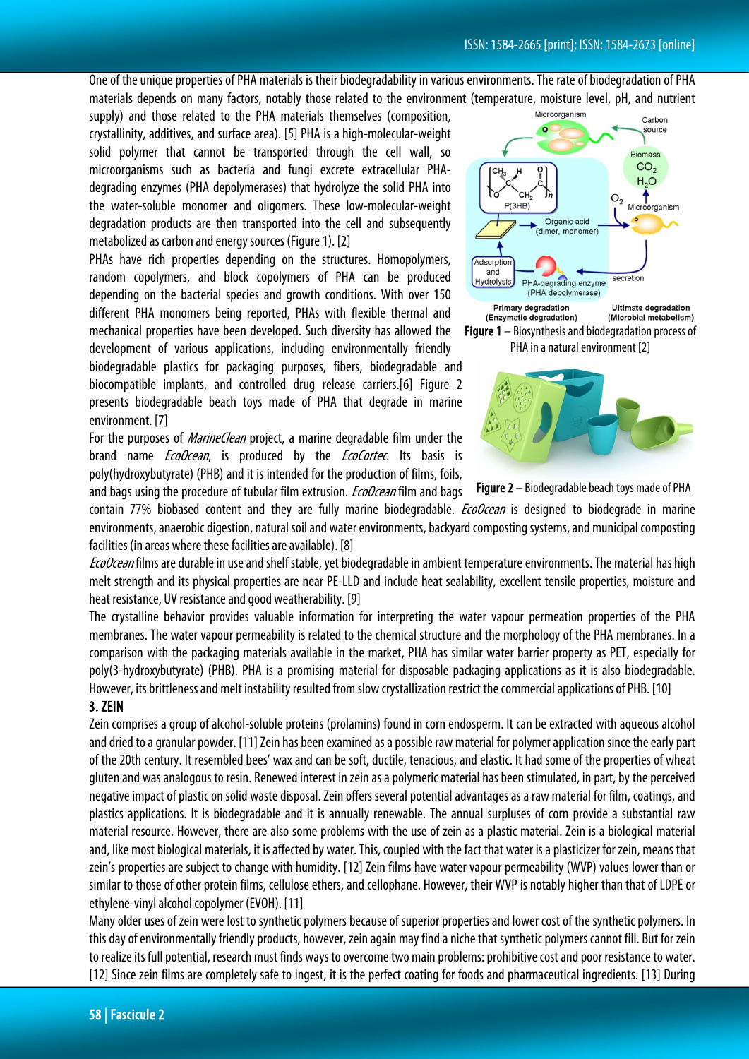One of the unique properties of PHA materials is their biodegradability in various environments. The rate of biodegradation of PHA materials depends on many factors, notably those related to the environment (temperature, moisture level, pH, and nutrient supply) and those related to the PHA materials themselves (composition, crystallinity, additives, and surface area). [5] PHA is a high-molecular-weight solid polymer that cannot be transported through the cell wall, so microorganisms such as bacteria and fungi excrete extracellular PHA-degrading enzymes (PHA depolymerases) that hydrolyze the solid PHA into the water-soluble monomer and oligomers. These low-molecular-weight degradation products are then transported into the cell and subsequently metabolized as carbon and energy sources (Figure 1). [2]

PHAs have rich properties depending on the structures. Homopolymers, random copolymers, and block copolymers of PHA can be produced depending on the bacterial species and growth conditions. With over 150 different PHA monomers being reported, PHAs with flexible thermal and mechanical properties have been developed. Such diversity has allowed the development of various applications, including environmentally friendly biodegradable plastics for packaging purposes, fibers, biodegradable and biocompatible implants, and controlled drug release carriers.[6] Figure 2 presents biodegradable beach toys made of PHA that degrade in marine environment. [7]

**Figure 1** – Biosynthesis and biodegradation process of PHA in a natural environment [2]

**Figure 2** – Biodegradable beach toys made of PHA

For the purposes of *MarineClean* project, a marine degradable film under the brand name *EcoOcean*, is produced by the *EcoCortec*. Its basis is poly(hydroxybutyrate) (PHB) and it is intended for the production of films, foils, and bags using the procedure of tubular film extrusion. *EcoOcean* film and bags contain 77% biobased content and they are fully marine biodegradable. *EcoOcean* is designed to biodegrade in marine environments, anaerobic digestion, natural soil and water environments, backyard composting systems, and municipal composting facilities (in areas where these facilities are available). [8]

*EcoOcean* films are durable in use and shelf stable, yet biodegradable in ambient temperature environments. The material has high melt strength and its physical properties are near PE-LLD and include heat sealability, excellent tensile properties, moisture and heat resistance, UV resistance and good weatherability. [9]

The crystalline behavior provides valuable information for interpreting the water vapour permeation properties of the PHA membranes. The water vapour permeability is related to the chemical structure and the morphology of the PHA membranes. In a comparison with the packaging materials available in the market, PHA has similar water barrier property as PET, especially for poly(3-hydroxybutyrate) (PHB). PHA is a promising material for disposable packaging applications as it is also biodegradable. However, its brittleness and melt instability resulted from slow crystallization restrict the commercial applications of PHB. [10]

## 3. ZEIN

Zein comprises a group of alcohol-soluble proteins (prolamins) found in corn endosperm. It can be extracted with aqueous alcohol and dried to a granular powder. [11] Zein has been examined as a possible raw material for polymer application since the early part of the 20th century. It resembled bees' wax and can be soft, ductile, tenacious, and elastic. It had some of the properties of wheat gluten and was analogous to resin. Renewed interest in zein as a polymeric material has been stimulated, in part, by the perceived negative impact of plastic on solid waste disposal. Zein offers several potential advantages as a raw material for film, coatings, and plastics applications. It is biodegradable and it is annually renewable. The annual surpluses of corn provide a substantial raw material resource. However, there are also some problems with the use of zein as a plastic material. Zein is a biological material and, like most biological materials, it is affected by water. This, coupled with the fact that water is a plasticizer for zein, means that zein's properties are subject to change with humidity. [12] Zein films have water vapour permeability (WVP) values lower than or similar to those of other protein films, cellulose ethers, and cellophane. However, their WVP is notably higher than that of LDPE or ethylene-vinyl alcohol copolymer (EVOH). [11]

Many older uses of zein were lost to synthetic polymers because of superior properties and lower cost of the synthetic polymers. In this day of environmentally friendly products, however, zein again may find a niche that synthetic polymers cannot fill. But for zein to realize its full potential, research must finds ways to overcome two main problems: prohibitive cost and poor resistance to water. [12] Since zein films are completely safe to ingest, it is the perfect coating for foods and pharmaceutical ingredients. [13] During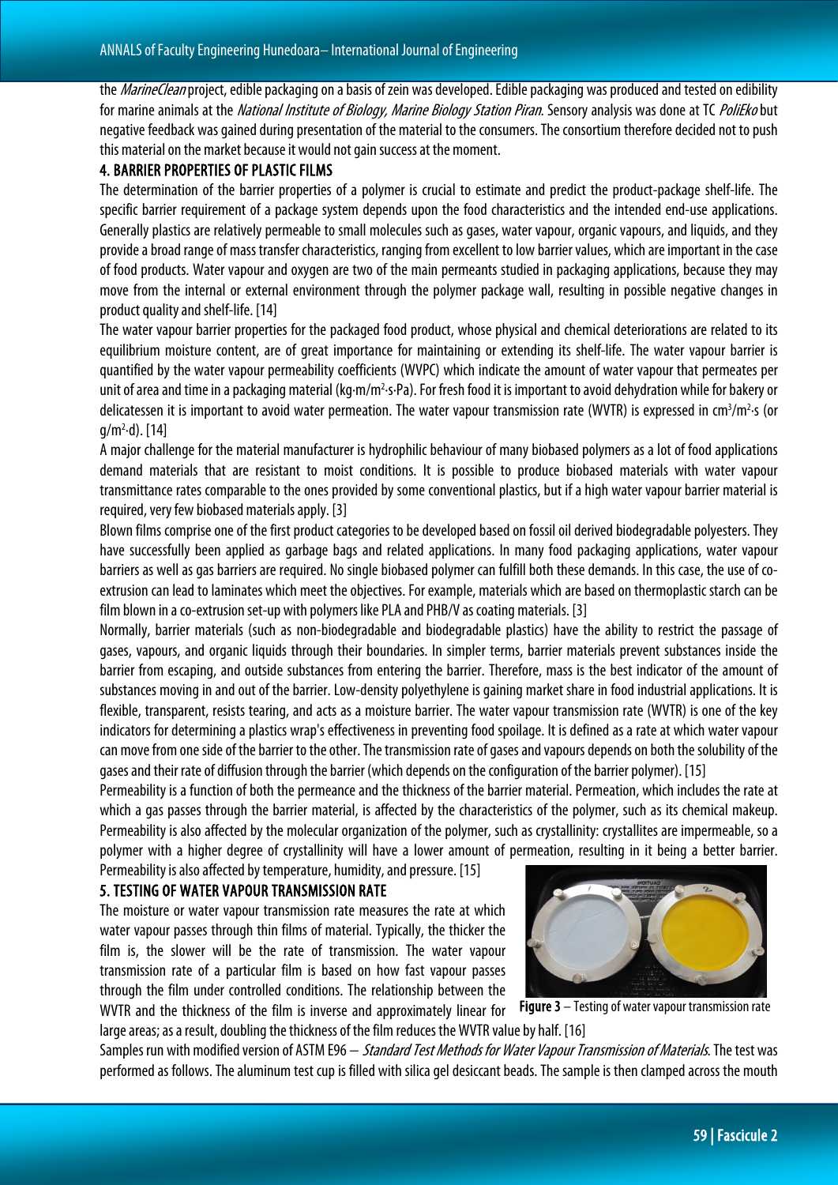the *MarineClean* project, edible packaging on a basis of zein was developed. Edible packaging was produced and tested on edibility for marine animals at the *National Institute of Biology, Marine Biology Station Piran*. Sensory analysis was done at TC *PoliEko* but negative feedback was gained during presentation of the material to the consumers. The consortium therefore decided not to push this material on the market because it would not gain success at the moment.

## 4. BARRIER PROPERTIES OF PLASTIC FILMS

The determination of the barrier properties of a polymer is crucial to estimate and predict the product-package shelf-life. The specific barrier requirement of a package system depends upon the food characteristics and the intended end-use applications. Generally plastics are relatively permeable to small molecules such as gases, water vapour, organic vapours, and liquids, and they provide a broad range of mass transfer characteristics, ranging from excellent to low barrier values, which are important in the case of food products. Water vapour and oxygen are two of the main permeants studied in packaging applications, because they may move from the internal or external environment through the polymer package wall, resulting in possible negative changes in product quality and shelf-life. [14]

The water vapour barrier properties for the packaged food product, whose physical and chemical deteriorations are related to its equilibrium moisture content, are of great importance for maintaining or extending its shelf-life. The water vapour barrier is quantified by the water vapour permeability coefficients (WVPC) which indicate the amount of water vapour that permeates per unit of area and time in a packaging material ($kg{\cdot}m/m^2{\cdot}s{\cdot}Pa$). For fresh food it is important to avoid dehydration while for bakery or delicatessen it is important to avoid water permeation. The water vapour transmission rate (WVTR) is expressed in $cm^3/m^2{\cdot}s$ (or $g/m^2{\cdot}d$). [14]

A major challenge for the material manufacturer is hydrophilic behaviour of many biobased polymers as a lot of food applications demand materials that are resistant to moist conditions. It is possible to produce biobased materials with water vapour transmittance rates comparable to the ones provided by some conventional plastics, but if a high water vapour barrier material is required, very few biobased materials apply. [3]

Blown films comprise one of the first product categories to be developed based on fossil oil derived biodegradable polyesters. They have successfully been applied as garbage bags and related applications. In many food packaging applications, water vapour barriers as well as gas barriers are required. No single biobased polymer can fulfill both these demands. In this case, the use of co-extrusion can lead to laminates which meet the objectives. For example, materials which are based on thermoplastic starch can be film blown in a co-extrusion set-up with polymers like PLA and PHB/V as coating materials. [3]

Normally, barrier materials (such as non-biodegradable and biodegradable plastics) have the ability to restrict the passage of gases, vapours, and organic liquids through their boundaries. In simpler terms, barrier materials prevent substances inside the barrier from escaping, and outside substances from entering the barrier. Therefore, mass is the best indicator of the amount of substances moving in and out of the barrier. Low-density polyethylene is gaining market share in food industrial applications. It is flexible, transparent, resists tearing, and acts as a moisture barrier. The water vapour transmission rate (WVTR) is one of the key indicators for determining a plastics wrap's effectiveness in preventing food spoilage. It is defined as a rate at which water vapour can move from one side of the barrier to the other. The transmission rate of gases and vapours depends on both the solubility of the gases and their rate of diffusion through the barrier (which depends on the configuration of the barrier polymer). [15]

Permeability is a function of both the permeance and the thickness of the barrier material. Permeation, which includes the rate at which a gas passes through the barrier material, is affected by the characteristics of the polymer, such as its chemical makeup. Permeability is also affected by the molecular organization of the polymer, such as crystallinity: crystallites are impermeable, so a polymer with a higher degree of crystallinity will have a lower amount of permeation, resulting in it being a better barrier. Permeability is also affected by temperature, humidity, and pressure. [15]

## 5. TESTING OF WATER VAPOUR TRANSMISSION RATE

The moisture or water vapour transmission rate measures the rate at which water vapour passes through thin films of material. Typically, the thicker the film is, the slower will be the rate of transmission. The water vapour transmission rate of a particular film is based on how fast vapour passes through the film under controlled conditions. The relationship between the WVTR and the thickness of the film is inverse and approximately linear for large areas; as a result, doubling the thickness of the film reduces the WVTR value by half. [16]

**Figure 3** – Testing of water vapour transmission rate

Samples run with modified version of ASTM E96 – *Standard Test Methods for Water Vapour Transmission of Materials*. The test was performed as follows. The aluminum test cup is filled with silica gel desiccant beads. The sample is then clamped across the mouth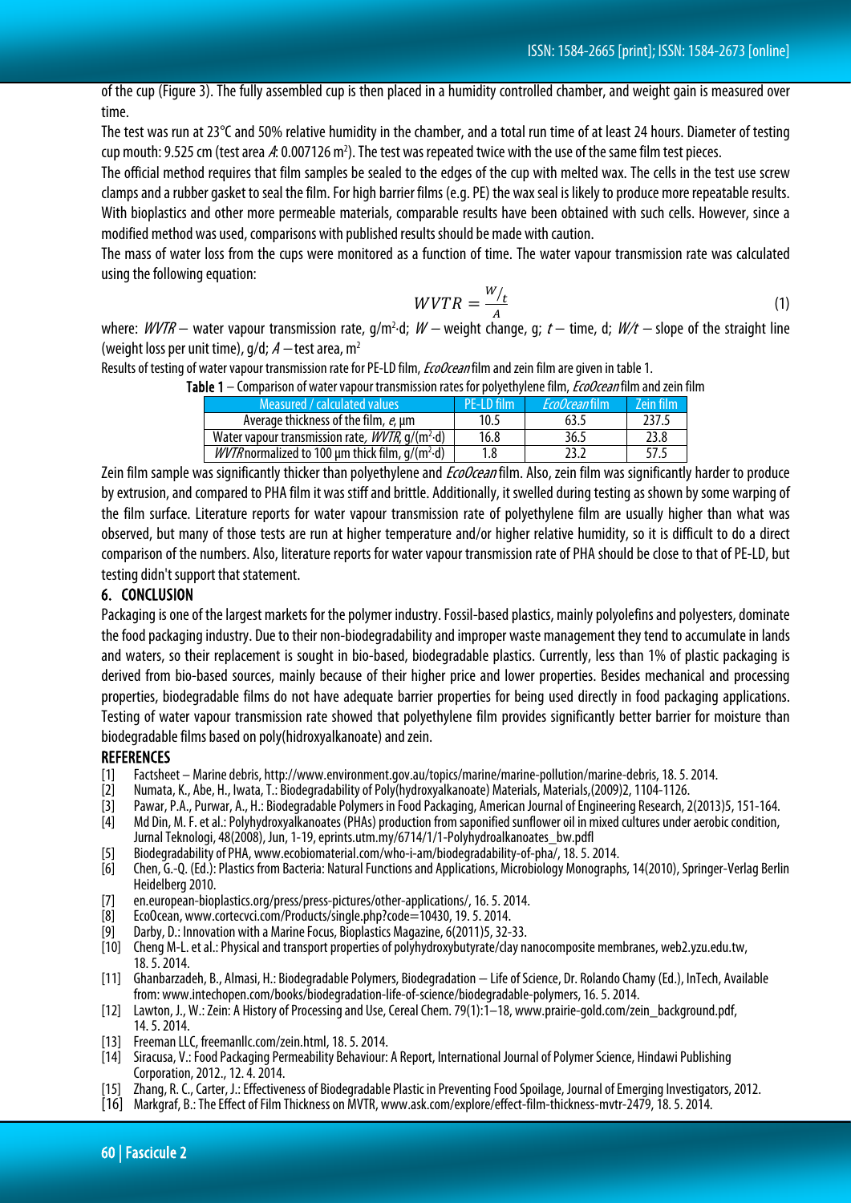of the cup (Figure 3). The fully assembled cup is then placed in a humidity controlled chamber, and weight gain is measured over time.

The test was run at 23°C and 50% relative humidity in the chamber, and a total run time of at least 24 hours. Diameter of testing cup mouth: 9.525 cm (test area *A*: 0.007126 m$^2$). The test was repeated twice with the use of the same film test pieces.

The official method requires that film samples be sealed to the edges of the cup with melted wax. The cells in the test use screw clamps and a rubber gasket to seal the film. For high barrier films (e.g. PE) the wax seal is likely to produce more repeatable results. With bioplastics and other more permeable materials, comparable results have been obtained with such cells. However, since a modified method was used, comparisons with published results should be made with caution.

The mass of water loss from the cups were monitored as a function of time. The water vapour transmission rate was calculated using the following equation:

$$WVTR = \frac{W/_t}{A} \tag{1}$$

where: $WVTR$ – water vapour transmission rate, g/m$^2$·d; $W$ – weight change, g; $t$ – time, d; $W/t$ – slope of the straight line (weight loss per unit time), g/d; $A$ – test area, m$^2$

Results of testing of water vapour transmission rate for PE-LD film, *EcoOcean* film and zein film are given in table 1.

**Table 1** – Comparison of water vapour transmission rates for polyethylene film, *EcoOcean* film and zein film

| Measured / calculated values | PE-LD film | *EcoOcean* film | Zein film |
|---|---|---|---|
| Average thickness of the film, *e*, µm | 10.5 | 63.5 | 237.5 |
| Water vapour transmission rate, *WVTR*, g/(m$^2$·d) | 16.8 | 36.5 | 23.8 |
| *WVTR* normalized to 100 µm thick film, g/(m$^2$·d) | 1.8 | 23.2 | 57.5 |

Zein film sample was significantly thicker than polyethylene and *EcoOcean* film. Also, zein film was significantly harder to produce by extrusion, and compared to PHA film it was stiff and brittle. Additionally, it swelled during testing as shown by some warping of the film surface. Literature reports for water vapour transmission rate of polyethylene film are usually higher than what was observed, but many of those tests are run at higher temperature and/or higher relative humidity, so it is difficult to do a direct comparison of the numbers. Also, literature reports for water vapour transmission rate of PHA should be close to that of PE-LD, but testing didn't support that statement.

## 6. CONCLUSION

Packaging is one of the largest markets for the polymer industry. Fossil-based plastics, mainly polyolefins and polyesters, dominate the food packaging industry. Due to their non-biodegradability and improper waste management they tend to accumulate in lands and waters, so their replacement is sought in bio-based, biodegradable plastics. Currently, less than 1% of plastic packaging is derived from bio-based sources, mainly because of their higher price and lower properties. Besides mechanical and processing properties, biodegradable films do not have adequate barrier properties for being used directly in food packaging applications. Testing of water vapour transmission rate showed that polyethylene film provides significantly better barrier for moisture than biodegradable films based on poly(hidroxyalkanoate) and zein.

## REFERENCES

[1] Factsheet – Marine debris, http://www.environment.gov.au/topics/marine/marine-pollution/marine-debris, 18. 5. 2014.
[2] Numata, K., Abe, H., Iwata, T.: Biodegradability of Poly(hydroxyalkanoate) Materials, Materials,(2009)2, 1104-1126.
[3] Pawar, P.A., Purwar, A., H.: Biodegradable Polymers in Food Packaging, American Journal of Engineering Research, 2(2013)5, 151-164.
[4] Md Din, M. F. et al.: Polyhydroxyalkanoates (PHAs) production from saponified sunflower oil in mixed cultures under aerobic condition, Jurnal Teknologi, 48(2008), Jun, 1-19, eprints.utm.my/6714/1/1-Polyhydroalkanoates_bw.pdfl
[5] Biodegradability of PHA, www.ecobiomaterial.com/who-i-am/biodegradability-of-pha/, 18. 5. 2014.
[6] Chen, G.-Q. (Ed.): Plastics from Bacteria: Natural Functions and Applications, Microbiology Monographs, 14(2010), Springer-Verlag Berlin Heidelberg 2010.
[7] en.european-bioplastics.org/press/press-pictures/other-applications/, 16. 5. 2014.
[8] EcoOcean, www.cortecvci.com/Products/single.php?code=10430, 19. 5. 2014.
[9] Darby, D.: Innovation with a Marine Focus, Bioplastics Magazine, 6(2011)5, 32-33.
[10] Cheng M-L. et al.: Physical and transport properties of polyhydroxybutyrate/clay nanocomposite membranes, web2.yzu.edu.tw, 18. 5. 2014.
[11] Ghanbarzadeh, B., Almasi, H.: Biodegradable Polymers, Biodegradation – Life of Science, Dr. Rolando Chamy (Ed.), InTech, Available from: www.intechopen.com/books/biodegradation-life-of-science/biodegradable-polymers, 16. 5. 2014.
[12] Lawton, J., W.: Zein: A History of Processing and Use, Cereal Chem. 79(1):1–18, www.prairie-gold.com/zein_background.pdf, 14. 5. 2014.
[13] Freeman LLC, freemanllc.com/zein.html, 18. 5. 2014.
[14] Siracusa, V.: Food Packaging Permeability Behaviour: A Report, International Journal of Polymer Science, Hindawi Publishing Corporation, 2012., 12. 4. 2014.
[15] Zhang, R. C., Carter, J.: Effectiveness of Biodegradable Plastic in Preventing Food Spoilage, Journal of Emerging Investigators, 2012.
[16] Markgraf, B.: The Effect of Film Thickness on MVTR, www.ask.com/explore/effect-film-thickness-mvtr-2479, 18. 5. 2014.